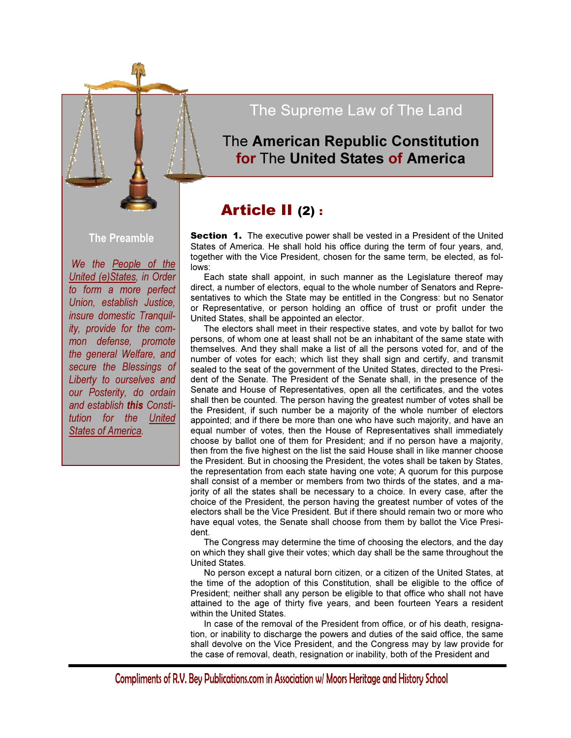The Supreme Law of The Land

# The **American Republic Constitution** **for** The **United States of America**

## The Preamble

*We the People of the United (e)States, in Order to form a more perfect Union, establish Justice, insure domestic Tranquility, provide for the common defense, promote the general Welfare, and secure the Blessings of Liberty to ourselves and our Posterity, do ordain and establish **this** Constitution for the United States of America.*

## Article II (2) :

**Section 1.** The executive power shall be vested in a President of the United States of America. He shall hold his office during the term of four years, and, together with the Vice President, chosen for the same term, be elected, as follows:

Each state shall appoint, in such manner as the Legislature thereof may direct, a number of electors, equal to the whole number of Senators and Representatives to which the State may be entitled in the Congress: but no Senator or Representative, or person holding an office of trust or profit under the United States, shall be appointed an elector.

The electors shall meet in their respective states, and vote by ballot for two persons, of whom one at least shall not be an inhabitant of the same state with themselves. And they shall make a list of all the persons voted for, and of the number of votes for each; which list they shall sign and certify, and transmit sealed to the seat of the government of the United States, directed to the President of the Senate. The President of the Senate shall, in the presence of the Senate and House of Representatives, open all the certificates, and the votes shall then be counted. The person having the greatest number of votes shall be the President, if such number be a majority of the whole number of electors appointed; and if there be more than one who have such majority, and have an equal number of votes, then the House of Representatives shall immediately choose by ballot one of them for President; and if no person have a majority, then from the five highest on the list the said House shall in like manner choose the President. But in choosing the President, the votes shall be taken by States, the representation from each state having one vote; A quorum for this purpose shall consist of a member or members from two thirds of the states, and a majority of all the states shall be necessary to a choice. In every case, after the choice of the President, the person having the greatest number of votes of the electors shall be the Vice President. But if there should remain two or more who have equal votes, the Senate shall choose from them by ballot the Vice President.

The Congress may determine the time of choosing the electors, and the day on which they shall give their votes; which day shall be the same throughout the United States.

No person except a natural born citizen, or a citizen of the United States, at the time of the adoption of this Constitution, shall be eligible to the office of President; neither shall any person be eligible to that office who shall not have attained to the age of thirty five years, and been fourteen Years a resident within the United States.

In case of the removal of the President from office, or of his death, resignation, or inability to discharge the powers and duties of the said office, the same shall devolve on the Vice President, and the Congress may by law provide for the case of removal, death, resignation or inability, both of the President and

Compliments of R.V. Bey Publications.com in Association w/ Moors Heritage and History School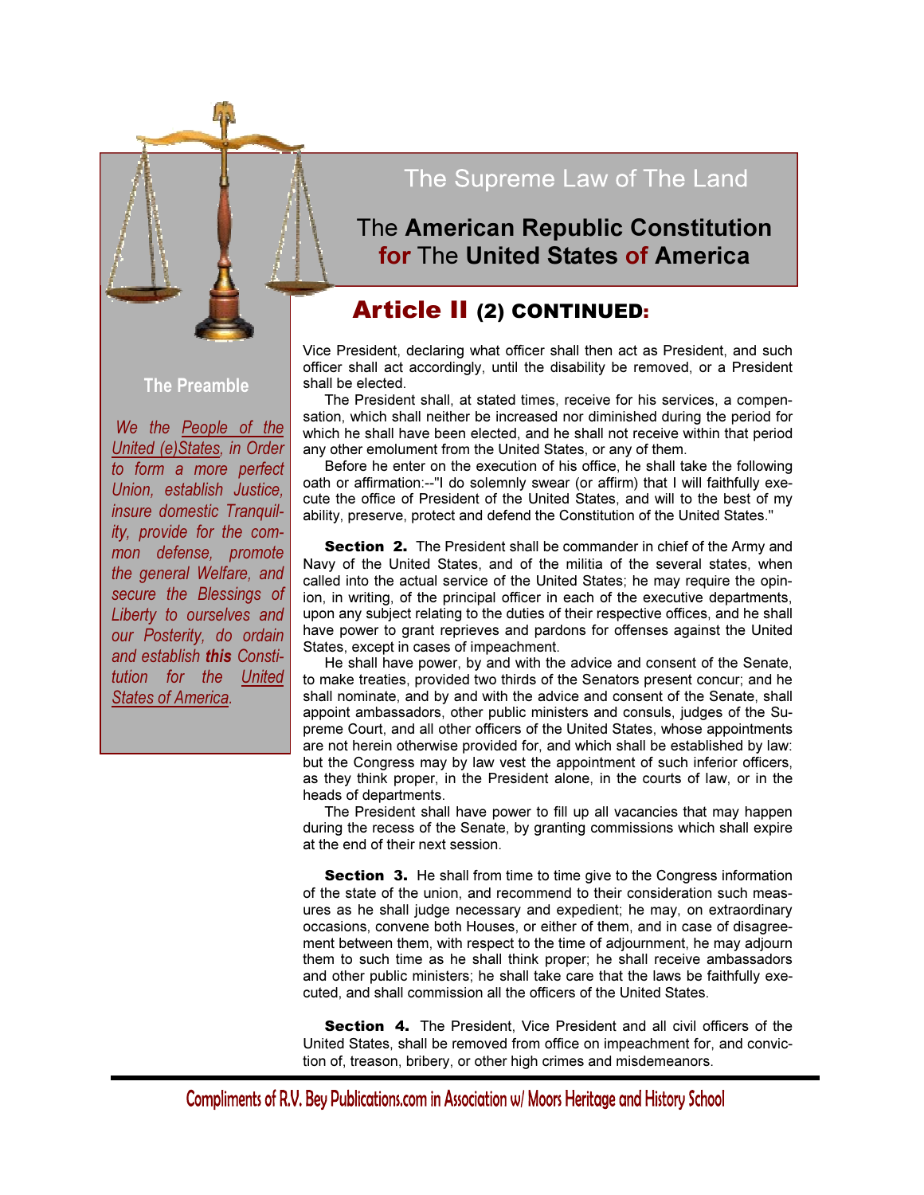## The Supreme Law of The Land

## The **American Republic Constitution for** The **United States of America**

### The Preamble

*We the People of the United (e)States, in Order to form a more perfect Union, establish Justice, insure domestic Tranquility, provide for the common defense, promote the general Welfare, and secure the Blessings of Liberty to ourselves and our Posterity, do ordain and establish **this** Constitution for the United States of America.*

## Article II (2) CONTINUED:

Vice President, declaring what officer shall then act as President, and such officer shall act accordingly, until the disability be removed, or a President shall be elected.

The President shall, at stated times, receive for his services, a compensation, which shall neither be increased nor diminished during the period for which he shall have been elected, and he shall not receive within that period any other emolument from the United States, or any of them.

Before he enter on the execution of his office, he shall take the following oath or affirmation:--"I do solemnly swear (or affirm) that I will faithfully execute the office of President of the United States, and will to the best of my ability, preserve, protect and defend the Constitution of the United States."

**Section 2.** The President shall be commander in chief of the Army and Navy of the United States, and of the militia of the several states, when called into the actual service of the United States; he may require the opinion, in writing, of the principal officer in each of the executive departments, upon any subject relating to the duties of their respective offices, and he shall have power to grant reprieves and pardons for offenses against the United States, except in cases of impeachment.

He shall have power, by and with the advice and consent of the Senate, to make treaties, provided two thirds of the Senators present concur; and he shall nominate, and by and with the advice and consent of the Senate, shall appoint ambassadors, other public ministers and consuls, judges of the Supreme Court, and all other officers of the United States, whose appointments are not herein otherwise provided for, and which shall be established by law: but the Congress may by law vest the appointment of such inferior officers, as they think proper, in the President alone, in the courts of law, or in the heads of departments.

The President shall have power to fill up all vacancies that may happen during the recess of the Senate, by granting commissions which shall expire at the end of their next session.

**Section 3.** He shall from time to time give to the Congress information of the state of the union, and recommend to their consideration such measures as he shall judge necessary and expedient; he may, on extraordinary occasions, convene both Houses, or either of them, and in case of disagreement between them, with respect to the time of adjournment, he may adjourn them to such time as he shall think proper; he shall receive ambassadors and other public ministers; he shall take care that the laws be faithfully executed, and shall commission all the officers of the United States.

**Section 4.** The President, Vice President and all civil officers of the United States, shall be removed from office on impeachment for, and conviction of, treason, bribery, or other high crimes and misdemeanors.

Compliments of R.V. Bey Publications.com in Association w/ Moors Heritage and History School